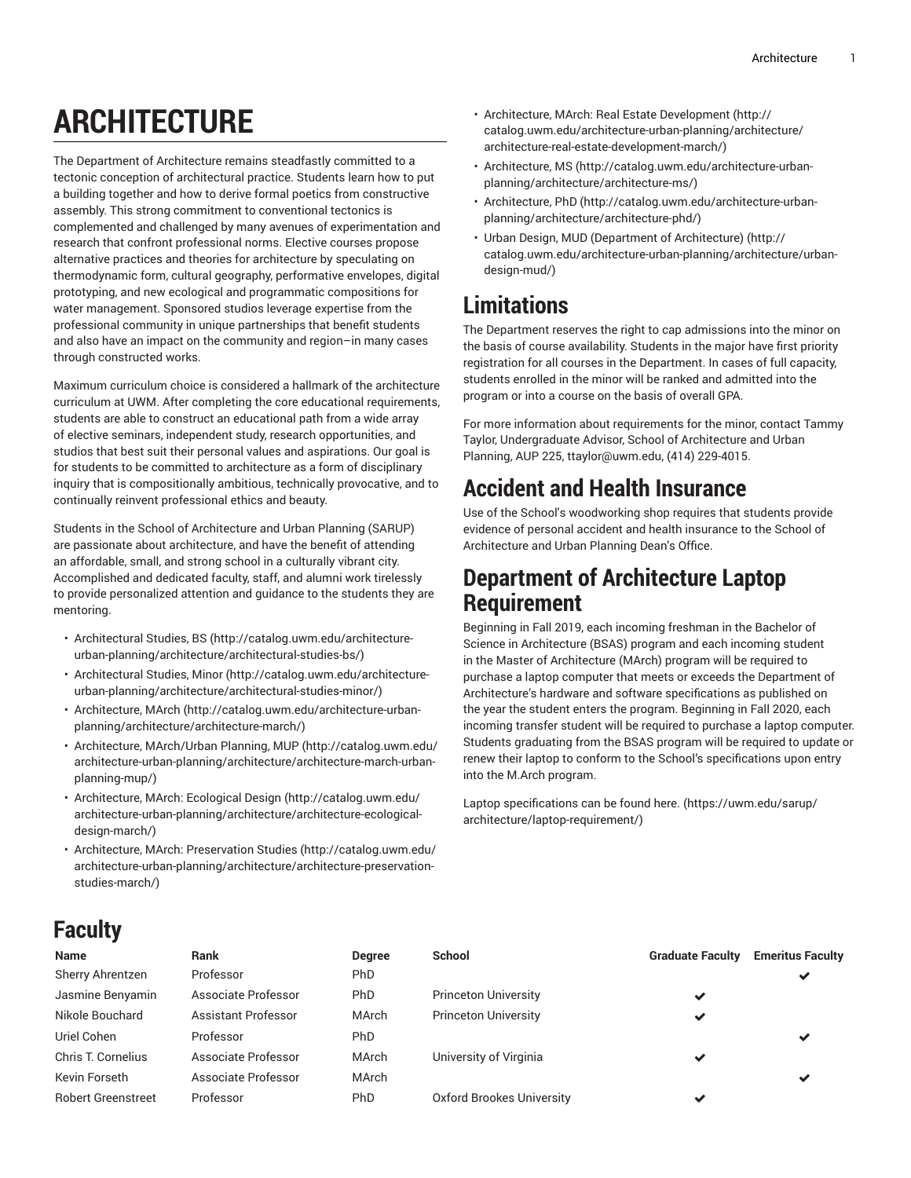# ARCHITECTURE

The Department of Architecture remains steadfastly committed to a tectonic conception of architectural practice. Students learn how to put a building together and how to derive formal poetics from constructive assembly. This strong commitment to conventional tectonics is complemented and challenged by many avenues of experimentation and research that confront professional norms. Elective courses propose alternative practices and theories for architecture by speculating on thermodynamic form, cultural geography, performative envelopes, digital prototyping, and new ecological and programmatic compositions for water management. Sponsored studios leverage expertise from the professional community in unique partnerships that benefit students and also have an impact on the community and region–in many cases through constructed works.

Maximum curriculum choice is considered a hallmark of the architecture curriculum at UWM. After completing the core educational requirements, students are able to construct an educational path from a wide array of elective seminars, independent study, research opportunities, and studios that best suit their personal values and aspirations. Our goal is for students to be committed to architecture as a form of disciplinary inquiry that is compositionally ambitious, technically provocative, and to continually reinvent professional ethics and beauty.

Students in the School of Architecture and Urban Planning (SARUP) are passionate about architecture, and have the benefit of attending an affordable, small, and strong school in a culturally vibrant city. Accomplished and dedicated faculty, staff, and alumni work tirelessly to provide personalized attention and guidance to the students they are mentoring.

- Architectural Studies, BS (http://catalog.uwm.edu/architecture-urban-planning/architecture/architectural-studies-bs/)
- Architectural Studies, Minor (http://catalog.uwm.edu/architecture-urban-planning/architecture/architectural-studies-minor/)
- Architecture, MArch (http://catalog.uwm.edu/architecture-urban-planning/architecture/architecture-march/)
- Architecture, MArch/Urban Planning, MUP (http://catalog.uwm.edu/architecture-urban-planning/architecture/architecture-march-urban-planning-mup/)
- Architecture, MArch: Ecological Design (http://catalog.uwm.edu/architecture-urban-planning/architecture/architecture-ecological-design-march/)
- Architecture, MArch: Preservation Studies (http://catalog.uwm.edu/architecture-urban-planning/architecture/architecture-preservation-studies-march/)
- Architecture, MArch: Real Estate Development (http://catalog.uwm.edu/architecture-urban-planning/architecture/architecture-real-estate-development-march/)
- Architecture, MS (http://catalog.uwm.edu/architecture-urban-planning/architecture/architecture-ms/)
- Architecture, PhD (http://catalog.uwm.edu/architecture-urban-planning/architecture/architecture-phd/)
- Urban Design, MUD (Department of Architecture) (http://catalog.uwm.edu/architecture-urban-planning/architecture/urban-design-mud/)

## Limitations

The Department reserves the right to cap admissions into the minor on the basis of course availability. Students in the major have first priority registration for all courses in the Department. In cases of full capacity, students enrolled in the minor will be ranked and admitted into the program or into a course on the basis of overall GPA.

For more information about requirements for the minor, contact Tammy Taylor, Undergraduate Advisor, School of Architecture and Urban Planning, AUP 225, ttaylor@uwm.edu, (414) 229-4015.

## Accident and Health Insurance

Use of the School's woodworking shop requires that students provide evidence of personal accident and health insurance to the School of Architecture and Urban Planning Dean's Office.

## Department of Architecture Laptop Requirement

Beginning in Fall 2019, each incoming freshman in the Bachelor of Science in Architecture (BSAS) program and each incoming student in the Master of Architecture (MArch) program will be required to purchase a laptop computer that meets or exceeds the Department of Architecture's hardware and software specifications as published on the year the student enters the program. Beginning in Fall 2020, each incoming transfer student will be required to purchase a laptop computer. Students graduating from the BSAS program will be required to update or renew their laptop to conform to the School's specifications upon entry into the M.Arch program.

Laptop specifications can be found here. (https://uwm.edu/sarup/architecture/laptop-requirement/)

## Faculty

| Name | Rank | Degree | School | Graduate Faculty | Emeritus Faculty |
|---|---|---|---|---|---|
| Sherry Ahrentzen | Professor | PhD | | | ✔ |
| Jasmine Benyamin | Associate Professor | PhD | Princeton University | ✔ | |
| Nikole Bouchard | Assistant Professor | MArch | Princeton University | ✔ | |
| Uriel Cohen | Professor | PhD | | | ✔ |
| Chris T. Cornelius | Associate Professor | MArch | University of Virginia | ✔ | |
| Kevin Forseth | Associate Professor | MArch | | | ✔ |
| Robert Greenstreet | Professor | PhD | Oxford Brookes University | ✔ | |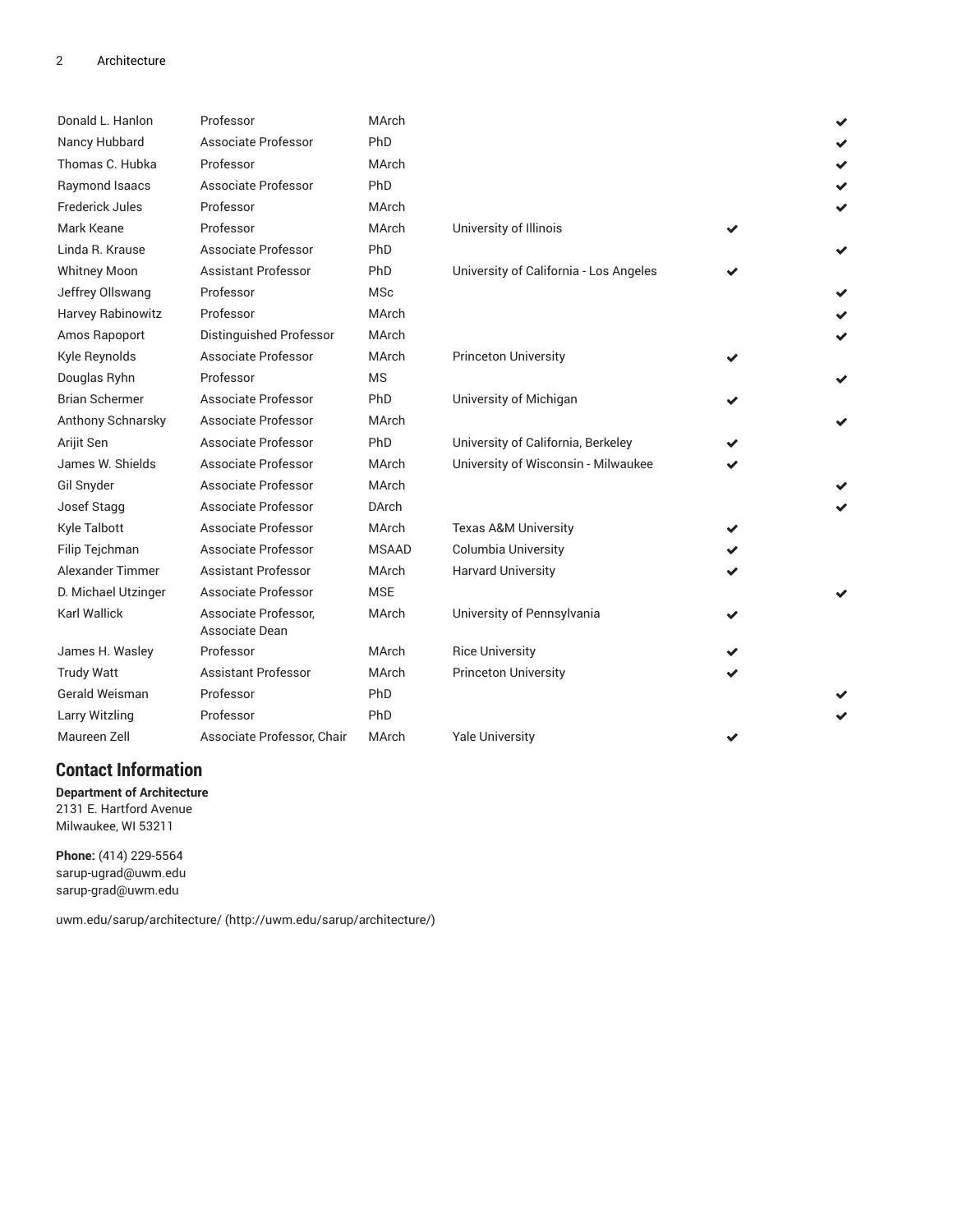| | | | | | |
|---|---|---|---|---|---|
| Donald L. Hanlon | Professor | MArch | | | ✔ |
| Nancy Hubbard | Associate Professor | PhD | | | ✔ |
| Thomas C. Hubka | Professor | MArch | | | ✔ |
| Raymond Isaacs | Associate Professor | PhD | | | ✔ |
| Frederick Jules | Professor | MArch | | | ✔ |
| Mark Keane | Professor | MArch | University of Illinois | ✔ | |
| Linda R. Krause | Associate Professor | PhD | | | ✔ |
| Whitney Moon | Assistant Professor | PhD | University of California - Los Angeles | ✔ | |
| Jeffrey Ollswang | Professor | MSc | | | ✔ |
| Harvey Rabinowitz | Professor | MArch | | | ✔ |
| Amos Rapoport | Distinguished Professor | MArch | | | ✔ |
| Kyle Reynolds | Associate Professor | MArch | Princeton University | ✔ | |
| Douglas Ryhn | Professor | MS | | | ✔ |
| Brian Schermer | Associate Professor | PhD | University of Michigan | ✔ | |
| Anthony Schnarsky | Associate Professor | MArch | | | ✔ |
| Arijit Sen | Associate Professor | PhD | University of California, Berkeley | ✔ | |
| James W. Shields | Associate Professor | MArch | University of Wisconsin - Milwaukee | ✔ | |
| Gil Snyder | Associate Professor | MArch | | | ✔ |
| Josef Stagg | Associate Professor | DArch | | | ✔ |
| Kyle Talbott | Associate Professor | MArch | Texas A&M University | ✔ | |
| Filip Tejchman | Associate Professor | MSAAD | Columbia University | ✔ | |
| Alexander Timmer | Assistant Professor | MArch | Harvard University | ✔ | |
| D. Michael Utzinger | Associate Professor | MSE | | | ✔ |
| Karl Wallick | Associate Professor, Associate Dean | MArch | University of Pennsylvania | ✔ | |
| James H. Wasley | Professor | MArch | Rice University | ✔ | |
| Trudy Watt | Assistant Professor | MArch | Princeton University | ✔ | |
| Gerald Weisman | Professor | PhD | | | ✔ |
| Larry Witzling | Professor | PhD | | | ✔ |
| Maureen Zell | Associate Professor, Chair | MArch | Yale University | ✔ | |

## Contact Information

**Department of Architecture**
2131 E. Hartford Avenue
Milwaukee, WI 53211

**Phone:** (414) 229-5564
sarup-ugrad@uwm.edu
sarup-grad@uwm.edu

uwm.edu/sarup/architecture/ (http://uwm.edu/sarup/architecture/)